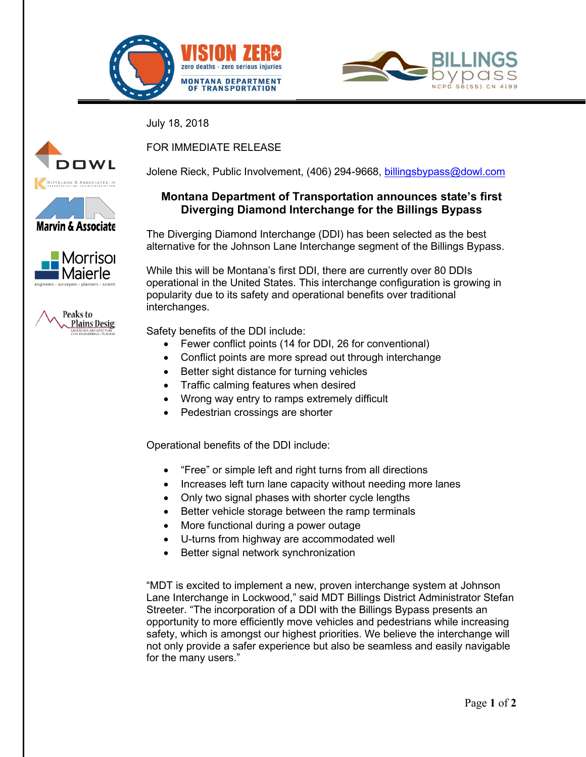July 18, 2018

FOR IMMEDIATE RELEASE

Jolene Rieck, Public Involvement, (406) 294-9668, billingsbypass@dowl.com

## Montana Department of Transportation announces state's first Diverging Diamond Interchange for the Billings Bypass

The Diverging Diamond Interchange (DDI) has been selected as the best alternative for the Johnson Lane Interchange segment of the Billings Bypass.

While this will be Montana's first DDI, there are currently over 80 DDIs operational in the United States. This interchange configuration is growing in popularity due to its safety and operational benefits over traditional interchanges.

Safety benefits of the DDI include:

- Fewer conflict points (14 for DDI, 26 for conventional)
- Conflict points are more spread out through interchange
- Better sight distance for turning vehicles
- Traffic calming features when desired
- Wrong way entry to ramps extremely difficult
- Pedestrian crossings are shorter

Operational benefits of the DDI include:

- "Free" or simple left and right turns from all directions
- Increases left turn lane capacity without needing more lanes
- Only two signal phases with shorter cycle lengths
- Better vehicle storage between the ramp terminals
- More functional during a power outage
- U-turns from highway are accommodated well
- Better signal network synchronization

"MDT is excited to implement a new, proven interchange system at Johnson Lane Interchange in Lockwood," said MDT Billings District Administrator Stefan Streeter. "The incorporation of a DDI with the Billings Bypass presents an opportunity to more efficiently move vehicles and pedestrians while increasing safety, which is amongst our highest priorities. We believe the interchange will not only provide a safer experience but also be seamless and easily navigable for the many users."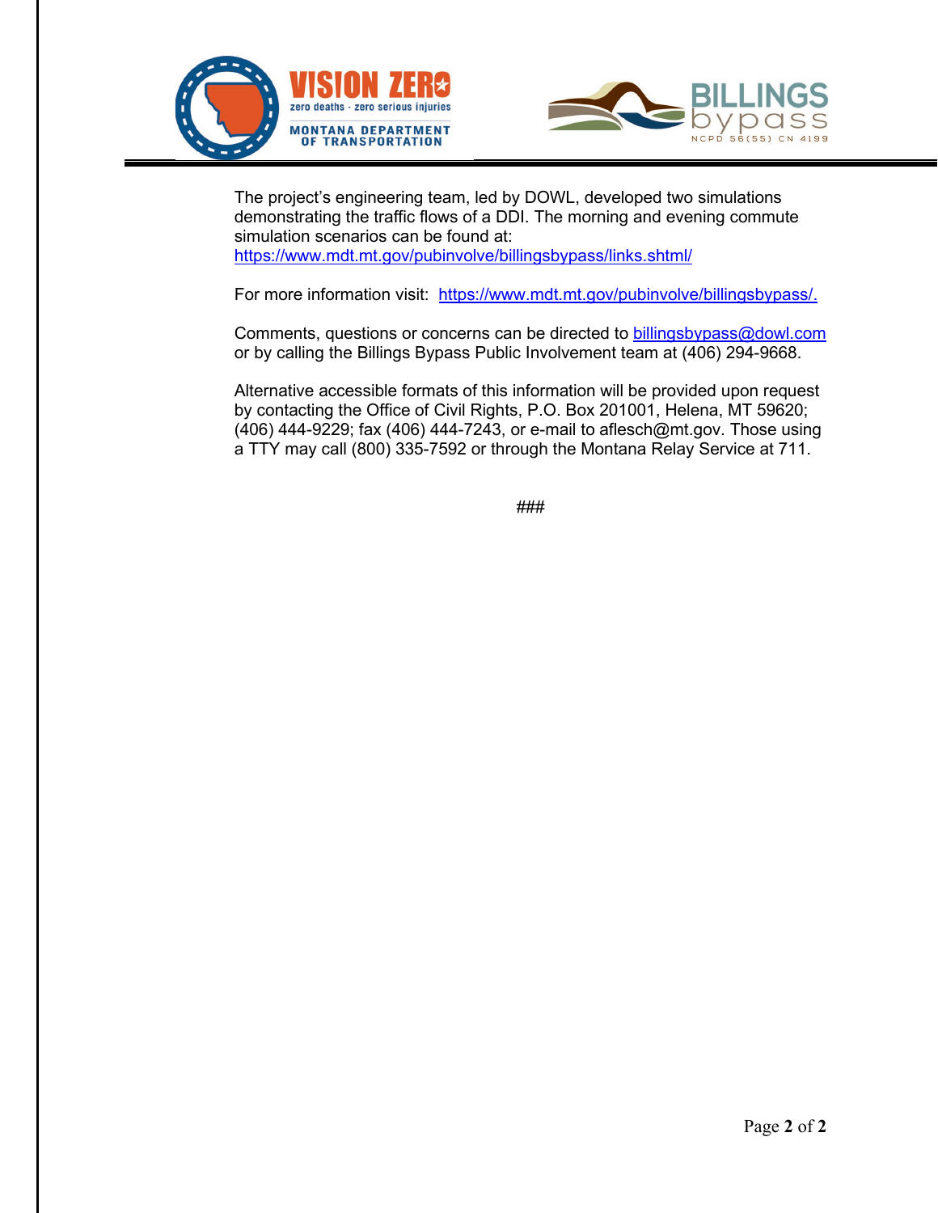The project's engineering team, led by DOWL, developed two simulations demonstrating the traffic flows of a DDI. The morning and evening commute simulation scenarios can be found at: https://www.mdt.mt.gov/pubinvolve/billingsbypass/links.shtml/

For more information visit: https://www.mdt.mt.gov/pubinvolve/billingsbypass/.

Comments, questions or concerns can be directed to billingsbypass@dowl.com or by calling the Billings Bypass Public Involvement team at (406) 294-9668.

Alternative accessible formats of this information will be provided upon request by contacting the Office of Civil Rights, P.O. Box 201001, Helena, MT 59620; (406) 444-9229; fax (406) 444-7243, or e-mail to aflesch@mt.gov. Those using a TTY may call (800) 335-7592 or through the Montana Relay Service at 711.

###